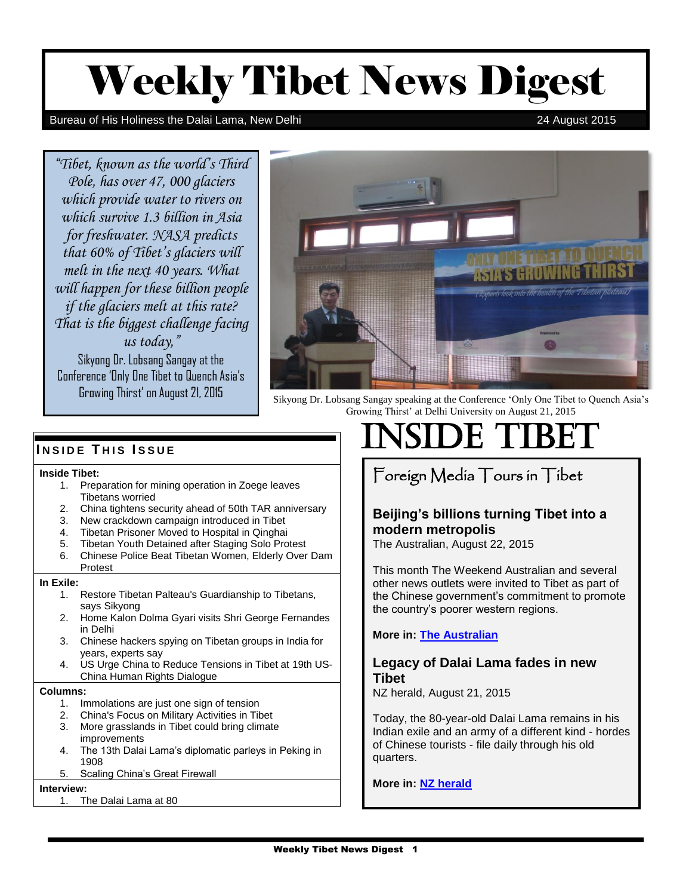# Weekly Tibet News Digest

Bureau of His Holiness the Dalai Lama, New Delhi

24 August 2015

*"Tibet, known as the world's Third Pole, has over 47, 000 glaciers which provide water to rivers on which survive 1.3 billion in Asia for freshwater. NASA predicts that 60% of Tibet's glaciers will melt in the next 40 years. What will happen for these billion people if the glaciers melt at this rate? That is the biggest challenge facing us today,"*

Sikyong Dr. Lobsang Sangay at the Conference 'Only One Tibet to Quench Asia's Growing Thirst' on August 21, 2015

Sikyong Dr. Lobsang Sangay speaking at the Conference 'Only One Tibet to Quench Asia's Growing Thirst' at Delhi University on August 21, 2015

## Inside This Issue

**Inside Tibet:**

1. Preparation for mining operation in Zoege leaves Tibetans worried
2. China tightens security ahead of 50th TAR anniversary
3. New crackdown campaign introduced in Tibet
4. Tibetan Prisoner Moved to Hospital in Qinghai
5. Tibetan Youth Detained after Staging Solo Protest
6. Chinese Police Beat Tibetan Women, Elderly Over Dam Protest

**In Exile:**

1. Restore Tibetan Palteau's Guardianship to Tibetans, says Sikyong
2. Home Kalon Dolma Gyari visits Shri George Fernandes in Delhi
3. Chinese hackers spying on Tibetan groups in India for years, experts say
4. US Urge China to Reduce Tensions in Tibet at 19th US-China Human Rights Dialogue

**Columns:**

1. Immolations are just one sign of tension
2. China's Focus on Military Activities in Tibet
3. More grasslands in Tibet could bring climate improvements
4. The 13th Dalai Lama's diplomatic parleys in Peking in 1908
5. Scaling China's Great Firewall

**Interview:**

1. The Dalai Lama at 80

# INSIDE TIBET

## Foreign Media Tours in Tibet

### Beijing's billions turning Tibet into a modern metropolis

The Australian, August 22, 2015

This month The Weekend Australian and several other news outlets were invited to Tibet as part of the Chinese government's commitment to promote the country's poorer western regions.

**More in: The Australian**

### Legacy of Dalai Lama fades in new Tibet

NZ herald, August 21, 2015

Today, the 80-year-old Dalai Lama remains in his Indian exile and an army of a different kind - hordes of Chinese tourists - file daily through his old quarters.

**More in: NZ herald**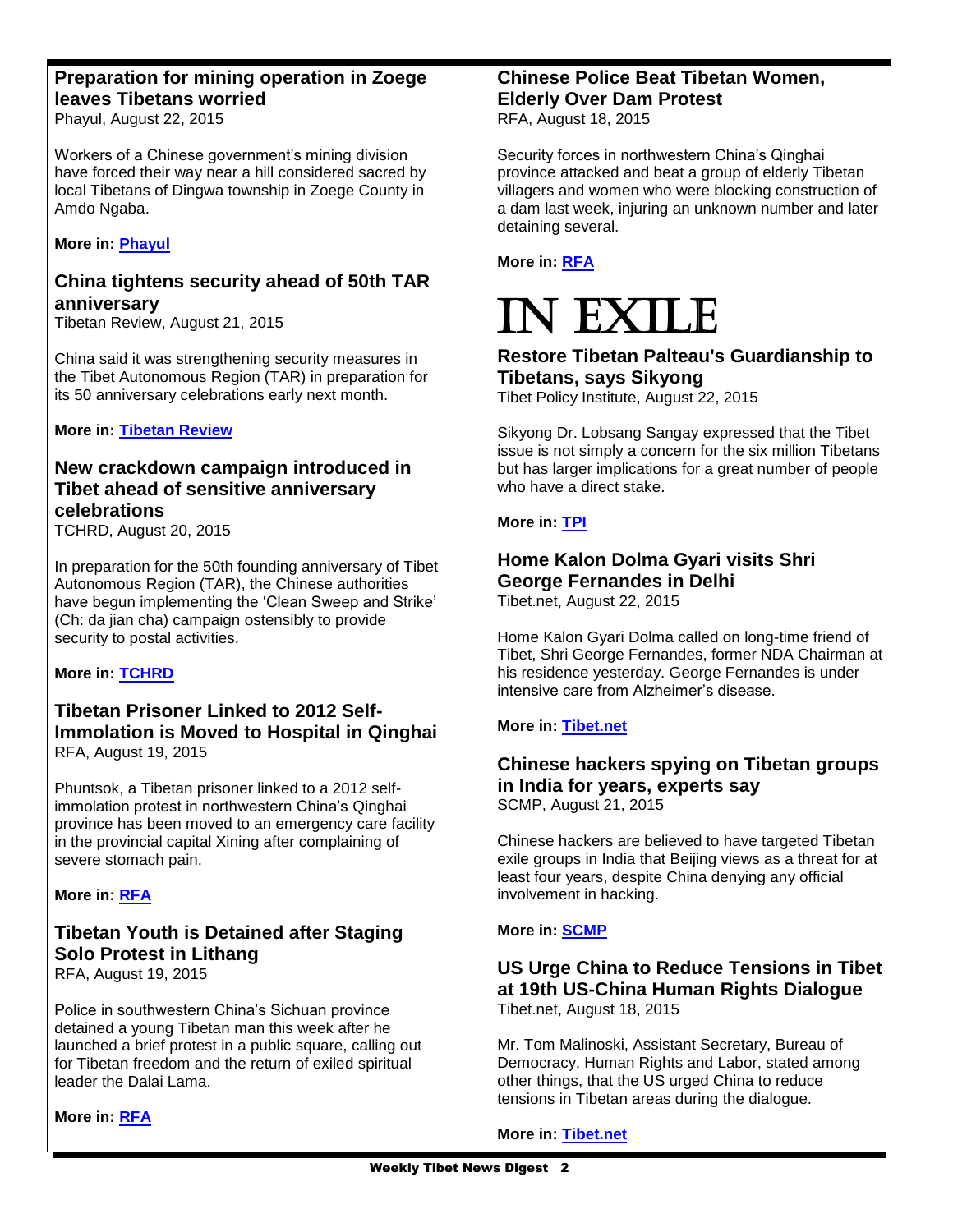## Preparation for mining operation in Zoege leaves Tibetans worried

Phayul, August 22, 2015

Workers of a Chinese government's mining division have forced their way near a hill considered sacred by local Tibetans of Dingwa township in Zoege County in Amdo Ngaba.

**More in: Phayul**

## China tightens security ahead of 50th TAR anniversary

Tibetan Review, August 21, 2015

China said it was strengthening security measures in the Tibet Autonomous Region (TAR) in preparation for its 50 anniversary celebrations early next month.

**More in: Tibetan Review**

## New crackdown campaign introduced in Tibet ahead of sensitive anniversary celebrations

TCHRD, August 20, 2015

In preparation for the 50th founding anniversary of Tibet Autonomous Region (TAR), the Chinese authorities have begun implementing the 'Clean Sweep and Strike' (Ch: da jian cha) campaign ostensibly to provide security to postal activities.

**More in: TCHRD**

## Tibetan Prisoner Linked to 2012 Self-Immolation is Moved to Hospital in Qinghai

RFA, August 19, 2015

Phuntsok, a Tibetan prisoner linked to a 2012 self-immolation protest in northwestern China's Qinghai province has been moved to an emergency care facility in the provincial capital Xining after complaining of severe stomach pain.

**More in: RFA**

## Tibetan Youth is Detained after Staging Solo Protest in Lithang

RFA, August 19, 2015

Police in southwestern China's Sichuan province detained a young Tibetan man this week after he launched a brief protest in a public square, calling out for Tibetan freedom and the return of exiled spiritual leader the Dalai Lama.

**More in: RFA**

## Chinese Police Beat Tibetan Women, Elderly Over Dam Protest

RFA, August 18, 2015

Security forces in northwestern China's Qinghai province attacked and beat a group of elderly Tibetan villagers and women who were blocking construction of a dam last week, injuring an unknown number and later detaining several.

**More in: RFA**

# IN EXILE

## Restore Tibetan Palteau's Guardianship to Tibetans, says Sikyong

Tibet Policy Institute, August 22, 2015

Sikyong Dr. Lobsang Sangay expressed that the Tibet issue is not simply a concern for the six million Tibetans but has larger implications for a great number of people who have a direct stake.

**More in: TPI**

## Home Kalon Dolma Gyari visits Shri George Fernandes in Delhi

Tibet.net, August 22, 2015

Home Kalon Gyari Dolma called on long-time friend of Tibet, Shri George Fernandes, former NDA Chairman at his residence yesterday. George Fernandes is under intensive care from Alzheimer's disease.

**More in: Tibet.net**

## Chinese hackers spying on Tibetan groups in India for years, experts say

SCMP, August 21, 2015

Chinese hackers are believed to have targeted Tibetan exile groups in India that Beijing views as a threat for at least four years, despite China denying any official involvement in hacking.

**More in: SCMP**

## US Urge China to Reduce Tensions in Tibet at 19th US-China Human Rights Dialogue

Tibet.net, August 18, 2015

Mr. Tom Malinoski, Assistant Secretary, Bureau of Democracy, Human Rights and Labor, stated among other things, that the US urged China to reduce tensions in Tibetan areas during the dialogue.

**More in: Tibet.net**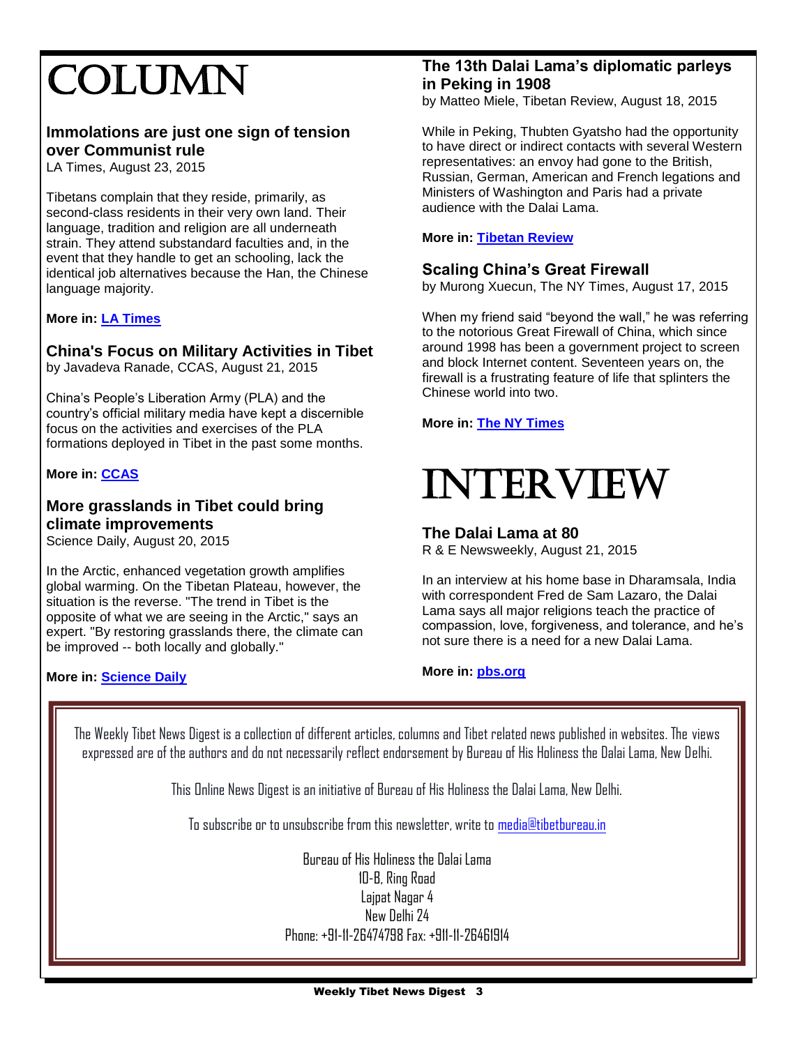# COLUMN

### Immolations are just one sign of tension over Communist rule

LA Times, August 23, 2015

Tibetans complain that they reside, primarily, as second-class residents in their very own land. Their language, tradition and religion are all underneath strain. They attend substandard faculties and, in the event that they handle to get an schooling, lack the identical job alternatives because the Han, the Chinese language majority.

**More in: LA Times**

### China's Focus on Military Activities in Tibet

by Javadeva Ranade, CCAS, August 21, 2015

China's People's Liberation Army (PLA) and the country's official military media have kept a discernible focus on the activities and exercises of the PLA formations deployed in Tibet in the past some months.

**More in: CCAS**

### More grasslands in Tibet could bring climate improvements

Science Daily, August 20, 2015

In the Arctic, enhanced vegetation growth amplifies global warming. On the Tibetan Plateau, however, the situation is the reverse. "The trend in Tibet is the opposite of what we are seeing in the Arctic," says an expert. "By restoring grasslands there, the climate can be improved -- both locally and globally."

**More in: Science Daily**

### The 13th Dalai Lama's diplomatic parleys in Peking in 1908

by Matteo Miele, Tibetan Review, August 18, 2015

While in Peking, Thubten Gyatsho had the opportunity to have direct or indirect contacts with several Western representatives: an envoy had gone to the British, Russian, German, American and French legations and Ministers of Washington and Paris had a private audience with the Dalai Lama.

**More in: Tibetan Review**

### Scaling China's Great Firewall

by Murong Xuecun, The NY Times, August 17, 2015

When my friend said "beyond the wall," he was referring to the notorious Great Firewall of China, which since around 1998 has been a government project to screen and block Internet content. Seventeen years on, the firewall is a frustrating feature of life that splinters the Chinese world into two.

**More in: The NY Times**

# INTERVIEW

### The Dalai Lama at 80

R & E Newsweekly, August 21, 2015

In an interview at his home base in Dharamsala, India with correspondent Fred de Sam Lazaro, the Dalai Lama says all major religions teach the practice of compassion, love, forgiveness, and tolerance, and he's not sure there is a need for a new Dalai Lama.

**More in: pbs.org**

---

The Weekly Tibet News Digest is a collection of different articles, columns and Tibet related news published in websites. The views expressed are of the authors and do not necessarily reflect endorsement by Bureau of His Holiness the Dalai Lama, New Delhi.

This Online News Digest is an initiative of Bureau of His Holiness the Dalai Lama, New Delhi.

To subscribe or to unsubscribe from this newsletter, write to media@tibetbureau.in

Bureau of His Holiness the Dalai Lama
10-B, Ring Road
Lajpat Nagar 4
New Delhi 24
Phone: +91-11-26474798 Fax: +911-11-26461914